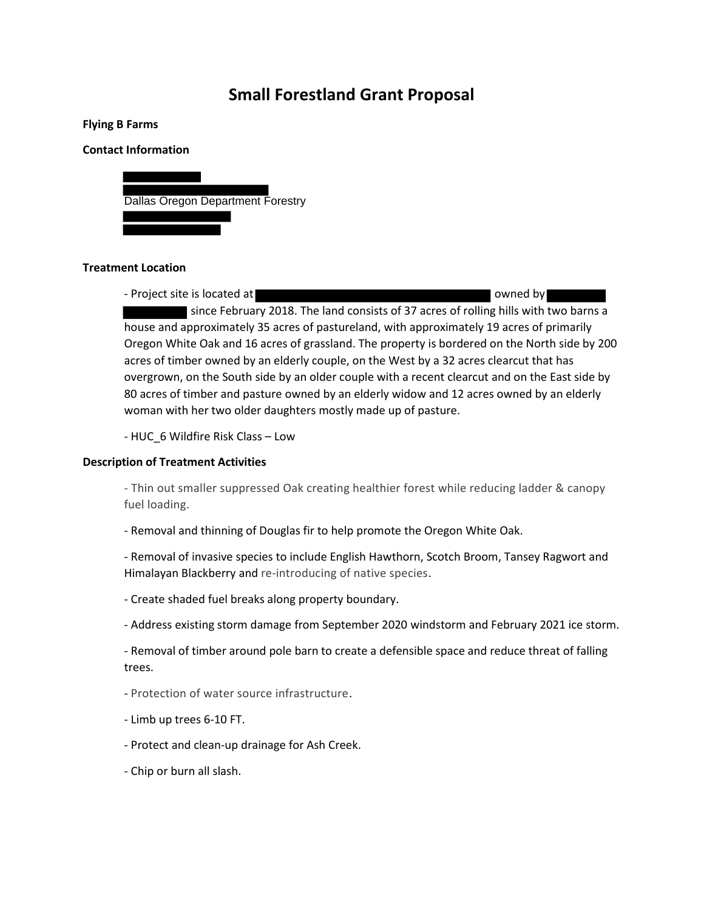# Small Forestland Grant Proposal

**Flying B Farms**

**Contact Information**

Dallas Oregon Department Forestry

**Treatment Location**

- Project site is located at owned by since February 2018. The land consists of 37 acres of rolling hills with two barns a house and approximately 35 acres of pastureland, with approximately 19 acres of primarily Oregon White Oak and 16 acres of grassland. The property is bordered on the North side by 200 acres of timber owned by an elderly couple, on the West by a 32 acres clearcut that has overgrown, on the South side by an older couple with a recent clearcut and on the East side by 80 acres of timber and pasture owned by an elderly widow and 12 acres owned by an elderly woman with her two older daughters mostly made up of pasture.

- HUC_6 Wildfire Risk Class – Low

**Description of Treatment Activities**

- Thin out smaller suppressed Oak creating healthier forest while reducing ladder & canopy fuel loading.

- Removal and thinning of Douglas fir to help promote the Oregon White Oak.

- Removal of invasive species to include English Hawthorn, Scotch Broom, Tansey Ragwort and Himalayan Blackberry and re-introducing of native species.

- Create shaded fuel breaks along property boundary.

- Address existing storm damage from September 2020 windstorm and February 2021 ice storm.

- Removal of timber around pole barn to create a defensible space and reduce threat of falling trees.

- Protection of water source infrastructure.

- Limb up trees 6-10 FT.

- Protect and clean-up drainage for Ash Creek.

- Chip or burn all slash.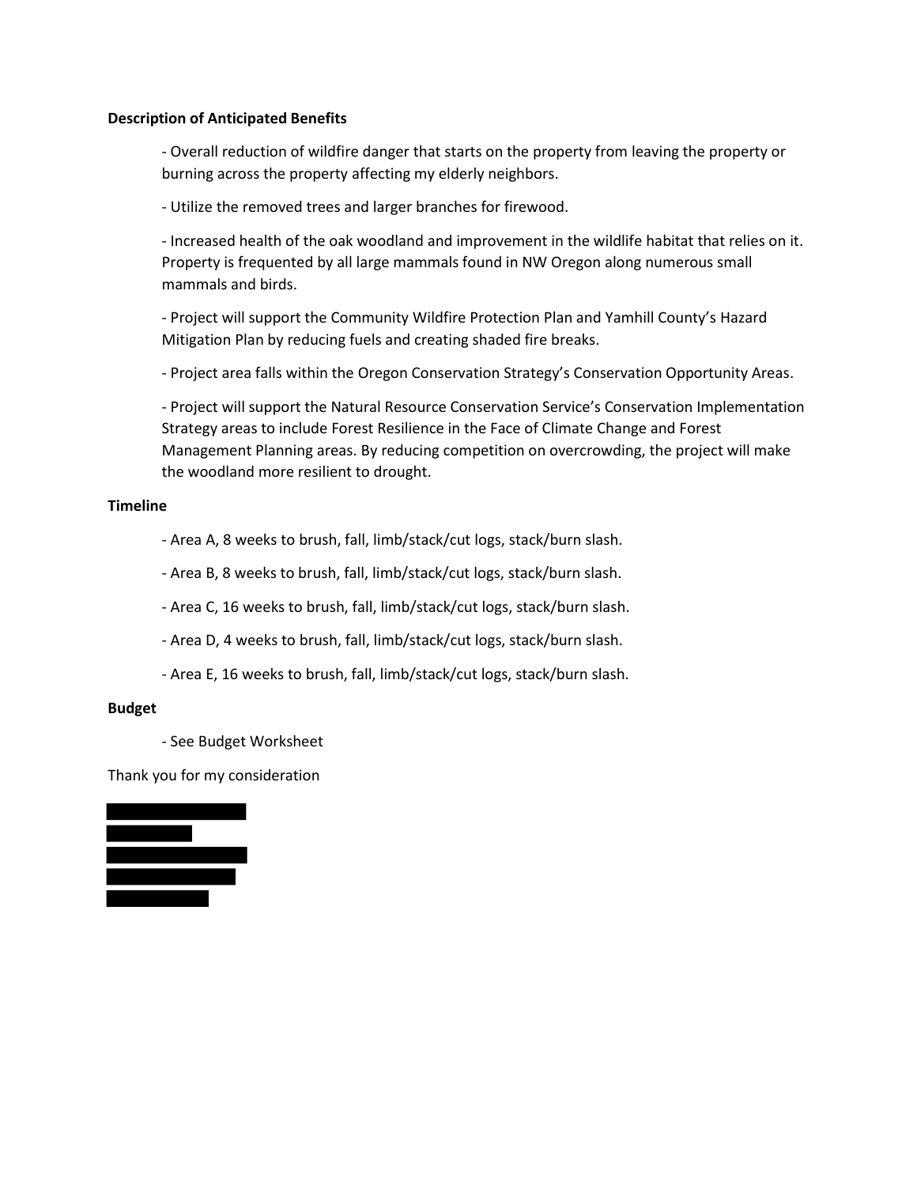**Description of Anticipated Benefits**

- Overall reduction of wildfire danger that starts on the property from leaving the property or burning across the property affecting my elderly neighbors.
- Utilize the removed trees and larger branches for firewood.
- Increased health of the oak woodland and improvement in the wildlife habitat that relies on it. Property is frequented by all large mammals found in NW Oregon along numerous small mammals and birds.
- Project will support the Community Wildfire Protection Plan and Yamhill County's Hazard Mitigation Plan by reducing fuels and creating shaded fire breaks.
- Project area falls within the Oregon Conservation Strategy's Conservation Opportunity Areas.
- Project will support the Natural Resource Conservation Service's Conservation Implementation Strategy areas to include Forest Resilience in the Face of Climate Change and Forest Management Planning areas. By reducing competition on overcrowding, the project will make the woodland more resilient to drought.

**Timeline**

- Area A, 8 weeks to brush, fall, limb/stack/cut logs, stack/burn slash.
- Area B, 8 weeks to brush, fall, limb/stack/cut logs, stack/burn slash.
- Area C, 16 weeks to brush, fall, limb/stack/cut logs, stack/burn slash.
- Area D, 4 weeks to brush, fall, limb/stack/cut logs, stack/burn slash.
- Area E, 16 weeks to brush, fall, limb/stack/cut logs, stack/burn slash.

**Budget**

- See Budget Worksheet

Thank you for my consideration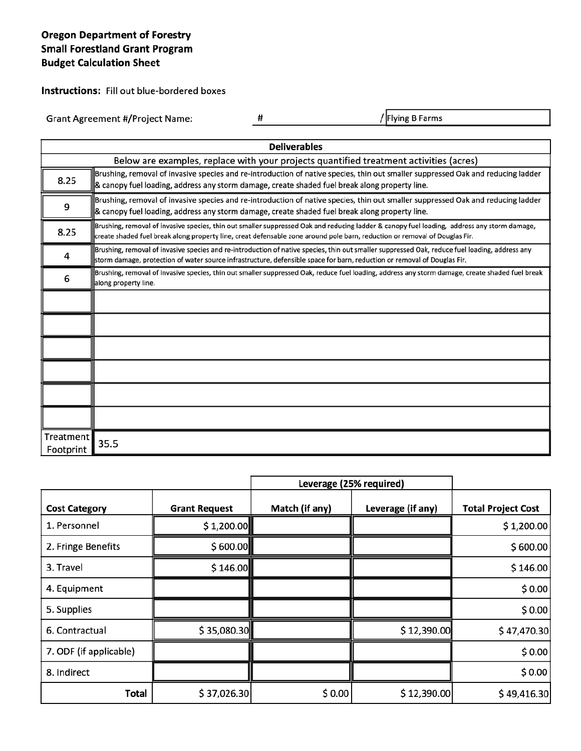**Oregon Department of Forestry**
**Small Forestland Grant Program**
**Budget Calculation Sheet**

**Instructions:** Fill out blue-bordered boxes

Grant Agreement #/Project Name: # / Flying B Farms

| Deliverables | |
|---|---|
| Below are examples, replace with your projects quantified treatment activities (acres) | |
| 8.25 | Brushing, removal of invasive species and re-introduction of native species, thin out smaller suppressed Oak and reducing ladder & canopy fuel loading, address any storm damage, create shaded fuel break along property line. |
| 9 | Brushing, removal of invasive species and re-introduction of native species, thin out smaller suppressed Oak and reducing ladder & canopy fuel loading, address any storm damage, create shaded fuel break along property line. |
| 8.25 | Brushing, removal of invasive species, thin out smaller suppressed Oak and reducing ladder & canopy fuel loading, address any storm damage, create shaded fuel break along property line, creat defensable zone around pole barn, reduction or removal of Douglas Fir. |
| 4 | Brushing, removal of invasive species and re-introduction of native species, thin out smaller suppressed Oak, reduce fuel loading, address any storm damage, protection of water source infrastructure, defensible space for barn, reduction or removal of Douglas Fir. |
| 6 | Brushing, removal of invasive species, thin out smaller suppressed Oak, reduce fuel loading, address any storm damage, create shaded fuel break along property line. |
| | |
| | |
| | |
| | |
| | |
| | |
| Treatment Footprint | 35.5 |

| | | Leverage (25% required) | | |
|---|---|---|---|---|
| **Cost Category** | **Grant Request** | **Match (if any)** | **Leverage (if any)** | **Total Project Cost** |
| 1. Personnel | $ 1,200.00 | | | $ 1,200.00 |
| 2. Fringe Benefits | $ 600.00 | | | $ 600.00 |
| 3. Travel | $ 146.00 | | | $ 146.00 |
| 4. Equipment | | | | $ 0.00 |
| 5. Supplies | | | | $ 0.00 |
| 6. Contractual | $ 35,080.30 | | $ 12,390.00 | $ 47,470.30 |
| 7. ODF (if applicable) | | | | $ 0.00 |
| 8. Indirect | | | | $ 0.00 |
| **Total** | $ 37,026.30 | $ 0.00 | $ 12,390.00 | $ 49,416.30 |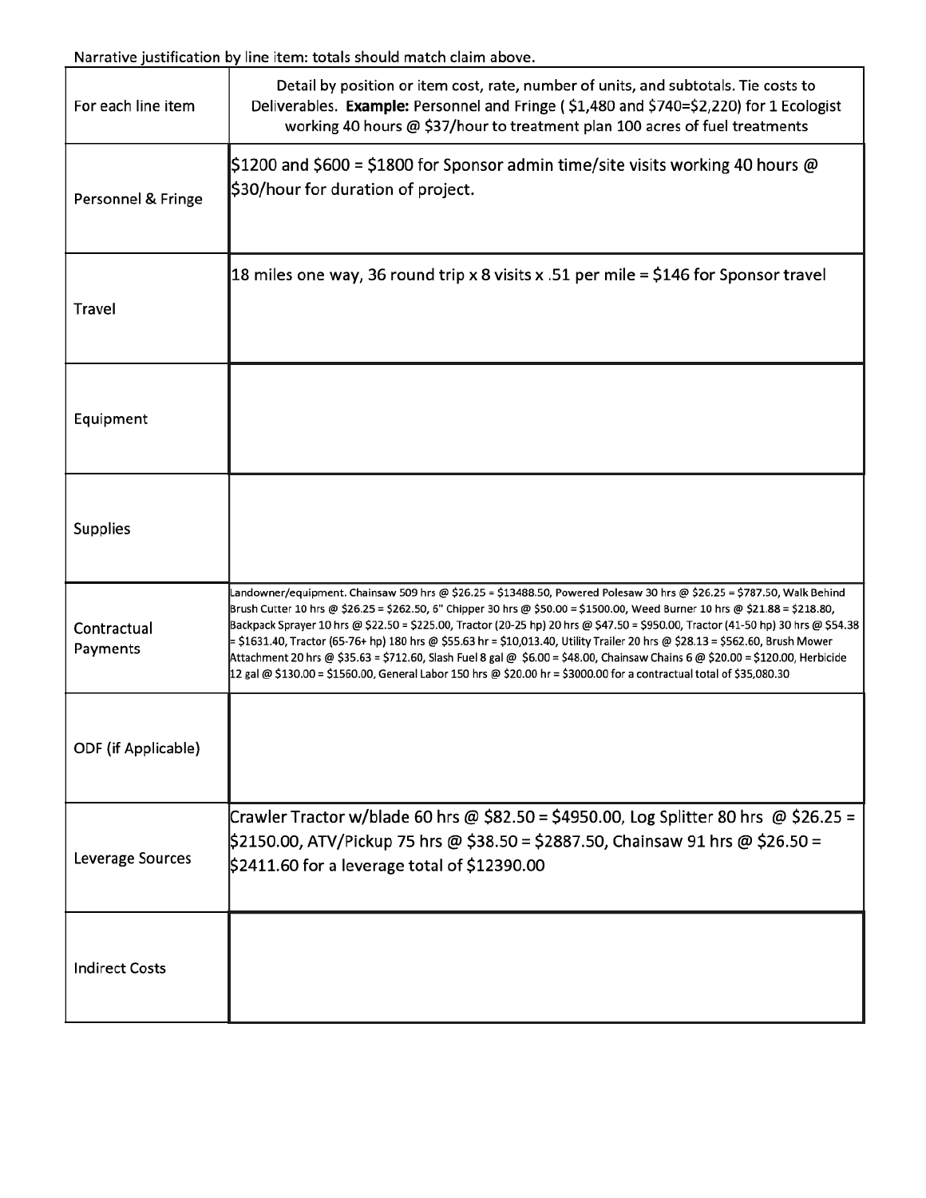Narrative justification by line item: totals should match claim above.

| For each line item | Detail by position or item cost, rate, number of units, and subtotals. Tie costs to Deliverables. **Example:** Personnel and Fringe ( $1,480 and $740=$2,220) for 1 Ecologist working 40 hours @ $37/hour to treatment plan 100 acres of fuel treatments |
|---|---|
| Personnel & Fringe | $1200 and $600 = $1800 for Sponsor admin time/site visits working 40 hours @ $30/hour for duration of project. |
| Travel | 18 miles one way, 36 round trip x 8 visits x .51 per mile = $146 for Sponsor travel |
| Equipment | |
| Supplies | |
| Contractual Payments | Landowner/equipment. Chainsaw 509 hrs @ $26.25 = $13488.50, Powered Polesaw 30 hrs @ $26.25 = $787.50, Walk Behind Brush Cutter 10 hrs @ $26.25 = $262.50, 6" Chipper 30 hrs @ $50.00 = $1500.00, Weed Burner 10 hrs @ $21.88 = $218.80, Backpack Sprayer 10 hrs @ $22.50 = $225.00, Tractor (20-25 hp) 20 hrs @ $47.50 = $950.00, Tractor (41-50 hp) 30 hrs @ $54.38 = $1631.40, Tractor (65-76+ hp) 180 hrs @ $55.63 hr = $10,013.40, Utility Trailer 20 hrs @ $28.13 = $562.60, Brush Mower Attachment 20 hrs @ $35.63 = $712.60, Slash Fuel 8 gal @ $6.00 = $48.00, Chainsaw Chains 6 @ $20.00 = $120.00, Herbicide 12 gal @ $130.00 = $1560.00, General Labor 150 hrs @ $20.00 hr = $3000.00 for a contractual total of $35,080.30 |
| ODF (if Applicable) | |
| Leverage Sources | Crawler Tractor w/blade 60 hrs @ $82.50 = $4950.00, Log Splitter 80 hrs @ $26.25 = $2150.00, ATV/Pickup 75 hrs @ $38.50 = $2887.50, Chainsaw 91 hrs @ $26.50 = $2411.60 for a leverage total of $12390.00 |
| Indirect Costs | |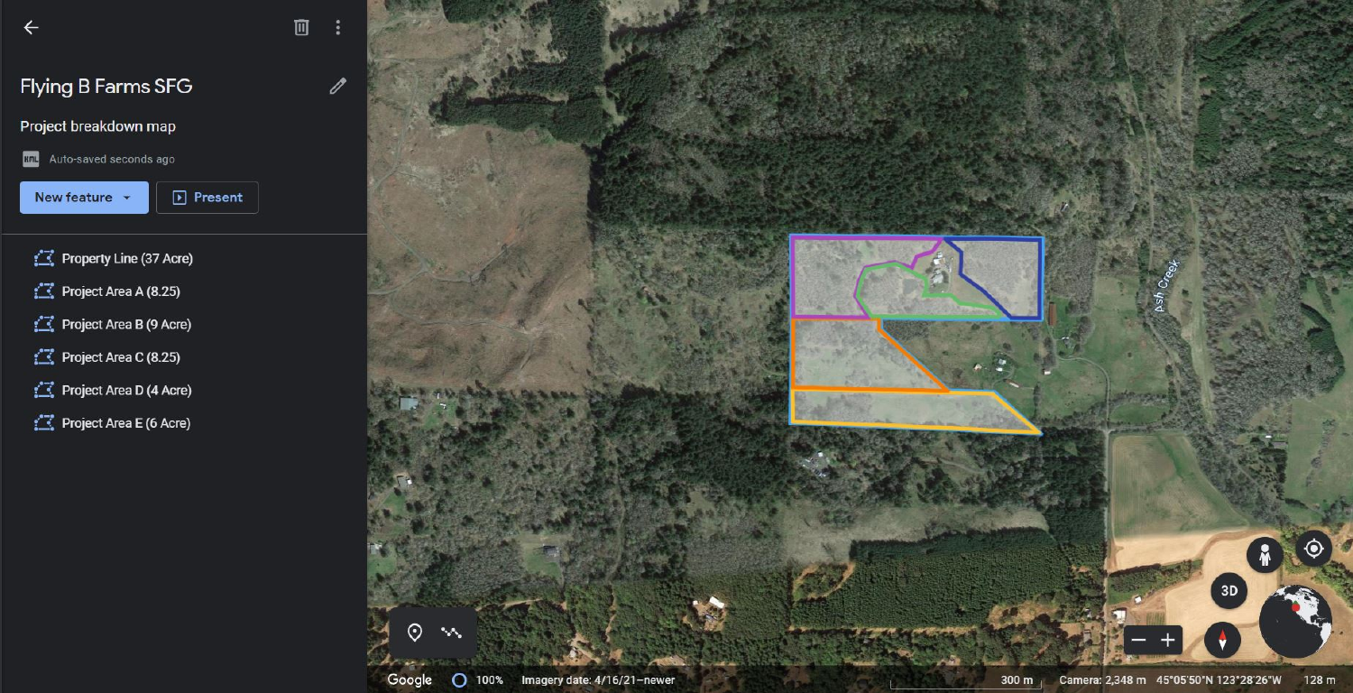# Flying B Farms SFG

Project breakdown map

Auto-saved seconds ago

New feature | Present

- Property Line (37 Acre)
- Project Area A (8.25)
- Project Area B (9 Acre)
- Project Area C (8.25)
- Project Area D (4 Acre)
- Project Area E (6 Acre)

Ash Creek

Google 100% Imagery date: 4/16/21–newer 300 m Camera: 2,348 m 45°05'50"N 123°28'26"W 128 m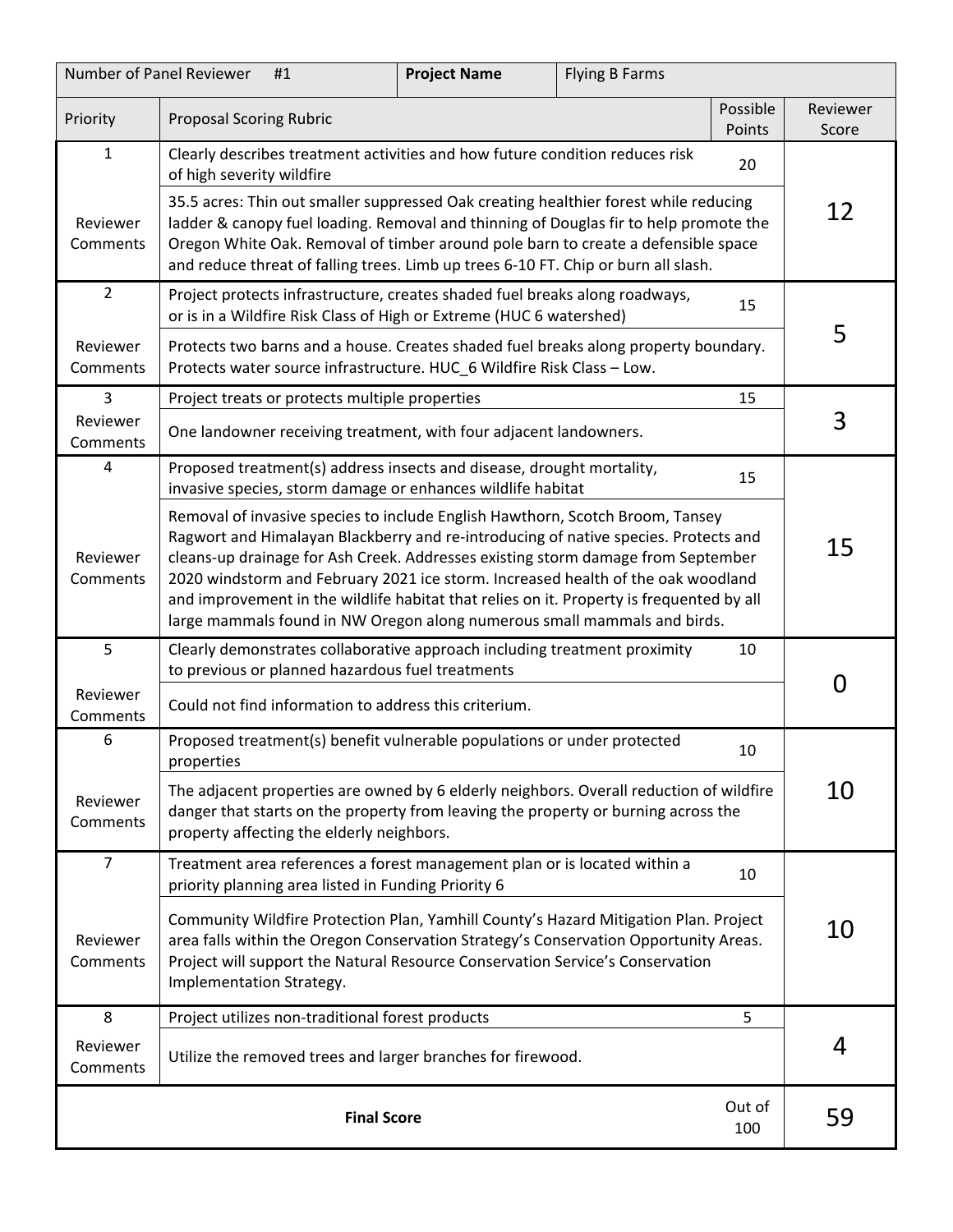| Number of Panel Reviewer #1 | | **Project Name** | Flying B Farms | |
|---|---|---|---|---|
| Priority | Proposal Scoring Rubric | | Possible Points | Reviewer Score |
| 1 | Clearly describes treatment activities and how future condition reduces risk of high severity wildfire | | 20 | 12 |
| Reviewer Comments | 35.5 acres: Thin out smaller suppressed Oak creating healthier forest while reducing ladder & canopy fuel loading. Removal and thinning of Douglas fir to help promote the Oregon White Oak. Removal of timber around pole barn to create a defensible space and reduce threat of falling trees. Limb up trees 6-10 FT. Chip or burn all slash. | | | |
| 2 | Project protects infrastructure, creates shaded fuel breaks along roadways, or is in a Wildfire Risk Class of High or Extreme (HUC 6 watershed) | | 15 | 5 |
| Reviewer Comments | Protects two barns and a house. Creates shaded fuel breaks along property boundary. Protects water source infrastructure. HUC_6 Wildfire Risk Class – Low. | | | |
| 3 | Project treats or protects multiple properties | | 15 | 3 |
| Reviewer Comments | One landowner receiving treatment, with four adjacent landowners. | | | |
| 4 | Proposed treatment(s) address insects and disease, drought mortality, invasive species, storm damage or enhances wildlife habitat | | 15 | 15 |
| Reviewer Comments | Removal of invasive species to include English Hawthorn, Scotch Broom, Tansey Ragwort and Himalayan Blackberry and re-introducing of native species. Protects and cleans-up drainage for Ash Creek. Addresses existing storm damage from September 2020 windstorm and February 2021 ice storm. Increased health of the oak woodland and improvement in the wildlife habitat that relies on it. Property is frequented by all large mammals found in NW Oregon along numerous small mammals and birds. | | | |
| 5 | Clearly demonstrates collaborative approach including treatment proximity to previous or planned hazardous fuel treatments | | 10 | 0 |
| Reviewer Comments | Could not find information to address this criterium. | | | |
| 6 | Proposed treatment(s) benefit vulnerable populations or under protected properties | | 10 | 10 |
| Reviewer Comments | The adjacent properties are owned by 6 elderly neighbors. Overall reduction of wildfire danger that starts on the property from leaving the property or burning across the property affecting the elderly neighbors. | | | |
| 7 | Treatment area references a forest management plan or is located within a priority planning area listed in Funding Priority 6 | | 10 | 10 |
| Reviewer Comments | Community Wildfire Protection Plan, Yamhill County's Hazard Mitigation Plan. Project area falls within the Oregon Conservation Strategy's Conservation Opportunity Areas. Project will support the Natural Resource Conservation Service's Conservation Implementation Strategy. | | | |
| 8 | Project utilizes non-traditional forest products | | 5 | 4 |
| Reviewer Comments | Utilize the removed trees and larger branches for firewood. | | | |
| | **Final Score** | | Out of 100 | 59 |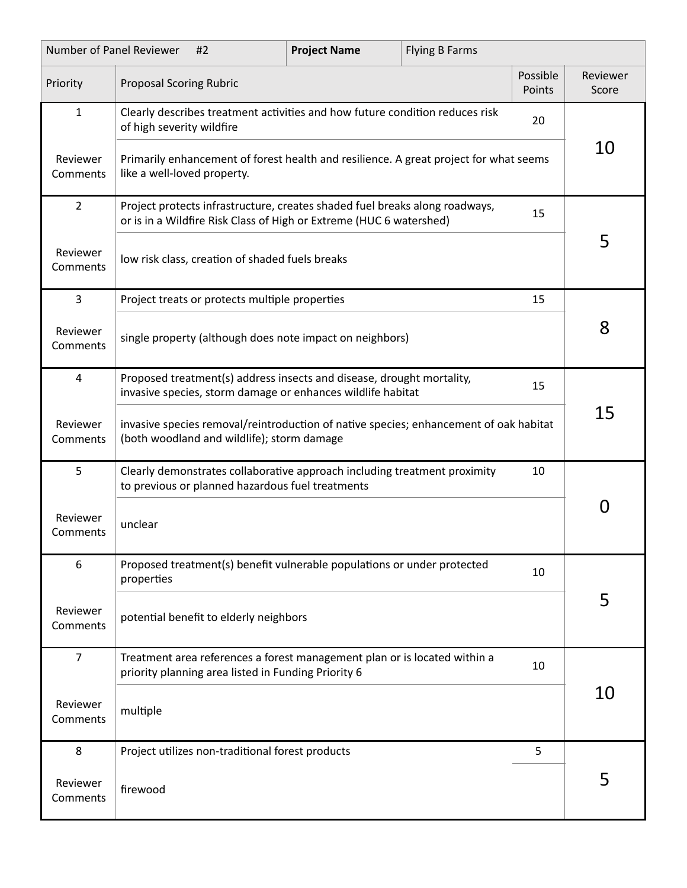| Number of Panel Reviewer #2 | | Project Name | Flying B Farms |
|---|---|---|---|

| Priority | Proposal Scoring Rubric | Possible Points | Reviewer Score |
|---|---|---|---|
| 1 | Clearly describes treatment activities and how future condition reduces risk of high severity wildfire | 20 | 10 |
| Reviewer Comments | Primarily enhancement of forest health and resilience. A great project for what seems like a well-loved property. | | |
| 2 | Project protects infrastructure, creates shaded fuel breaks along roadways, or is in a Wildfire Risk Class of High or Extreme (HUC 6 watershed) | 15 | 5 |
| Reviewer Comments | low risk class, creation of shaded fuels breaks | | |
| 3 | Project treats or protects multiple properties | 15 | 8 |
| Reviewer Comments | single property (although does note impact on neighbors) | | |
| 4 | Proposed treatment(s) address insects and disease, drought mortality, invasive species, storm damage or enhances wildlife habitat | 15 | 15 |
| Reviewer Comments | invasive species removal/reintroduction of native species; enhancement of oak habitat (both woodland and wildlife); storm damage | | |
| 5 | Clearly demonstrates collaborative approach including treatment proximity to previous or planned hazardous fuel treatments | 10 | 0 |
| Reviewer Comments | unclear | | |
| 6 | Proposed treatment(s) benefit vulnerable populations or under protected properties | 10 | 5 |
| Reviewer Comments | potential benefit to elderly neighbors | | |
| 7 | Treatment area references a forest management plan or is located within a priority planning area listed in Funding Priority 6 | 10 | 10 |
| Reviewer Comments | multiple | | |
| 8 | Project utilizes non-traditional forest products | 5 | 5 |
| Reviewer Comments | firewood | | |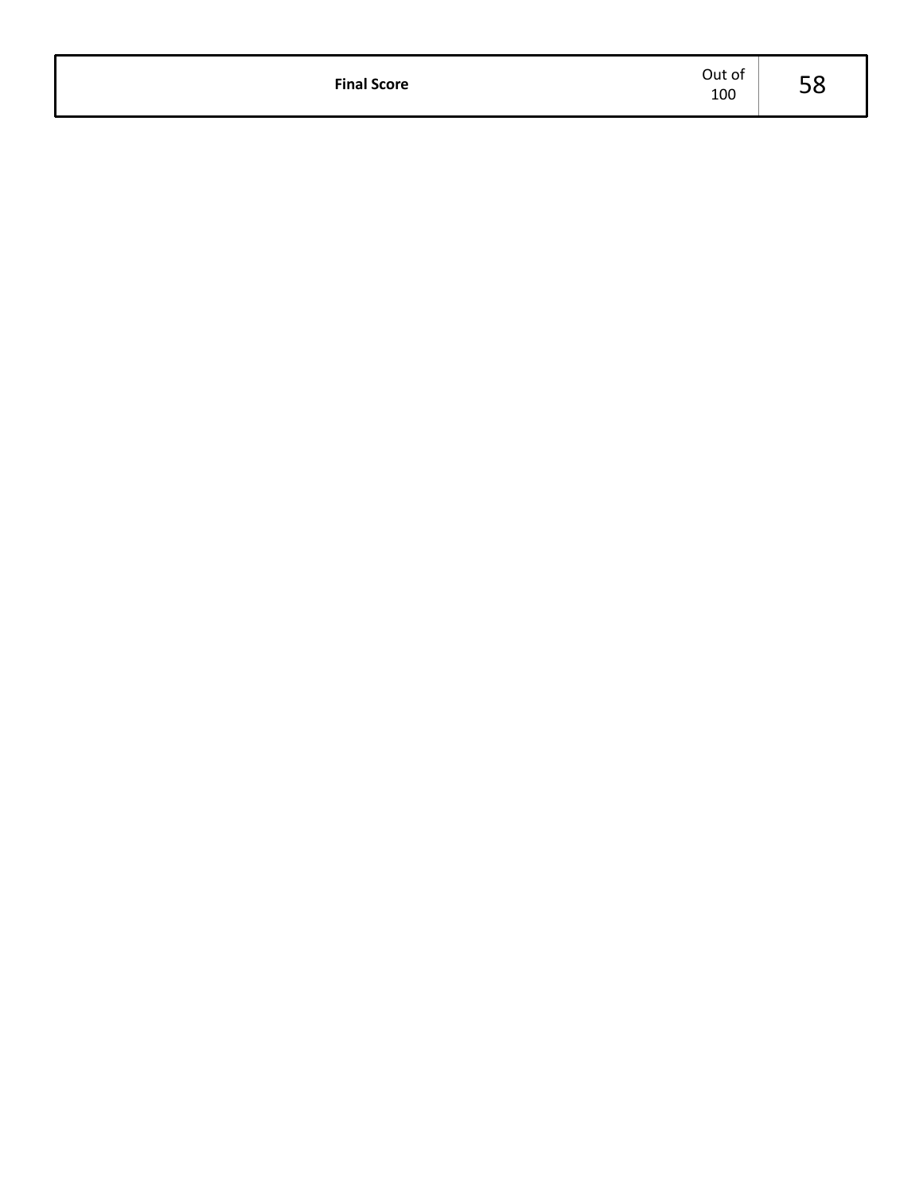| Final Score | Out of 100 | 58 |
|---|---|---|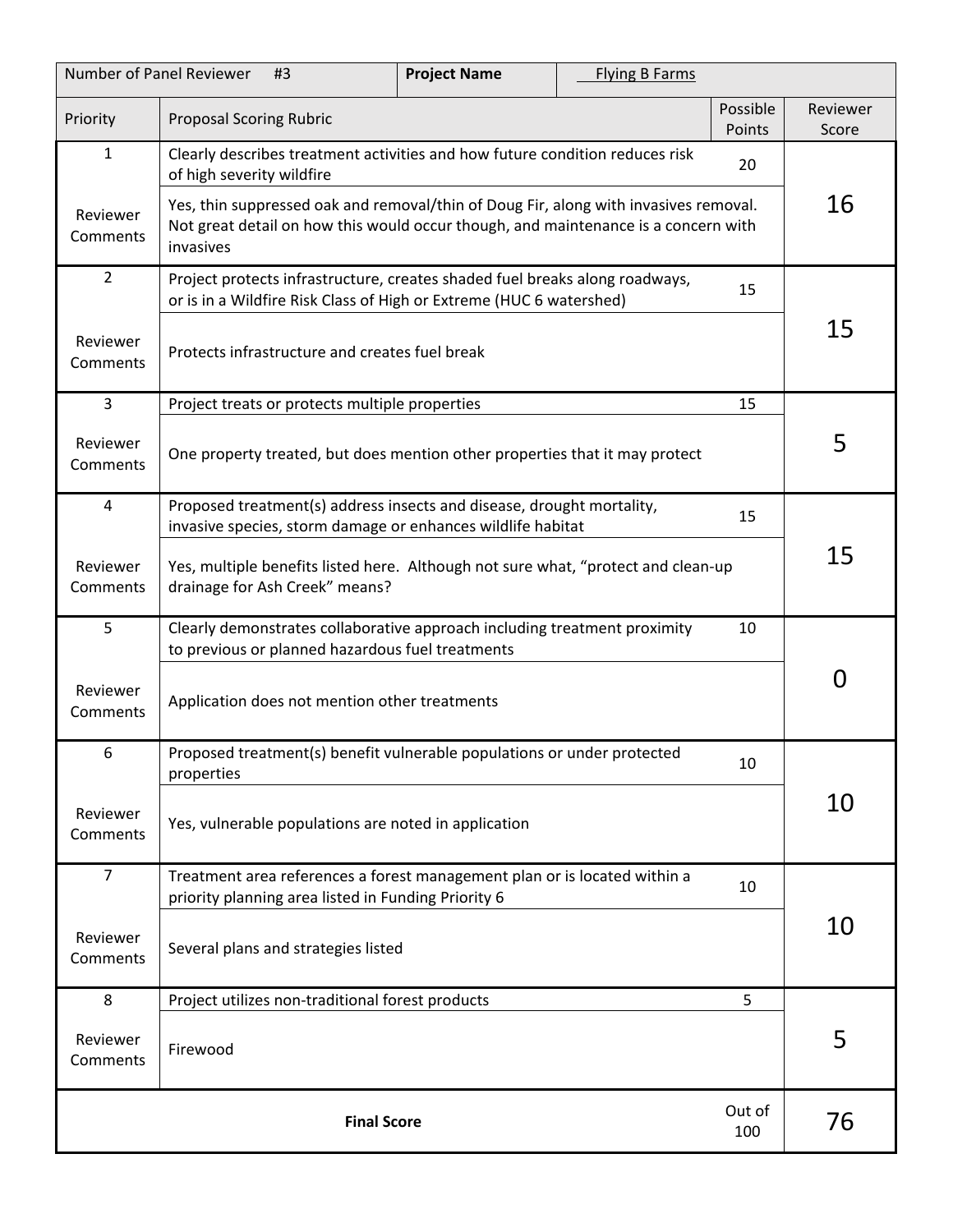| Number of Panel Reviewer #3 | **Project Name** | Flying B Farms | |
|---|---|---|---|
| Priority | Proposal Scoring Rubric | Possible Points | Reviewer Score |
| 1 | Clearly describes treatment activities and how future condition reduces risk of high severity wildfire | 20 | 16 |
| Reviewer Comments | Yes, thin suppressed oak and removal/thin of Doug Fir, along with invasives removal. Not great detail on how this would occur though, and maintenance is a concern with invasives | | |
| 2 | Project protects infrastructure, creates shaded fuel breaks along roadways, or is in a Wildfire Risk Class of High or Extreme (HUC 6 watershed) | 15 | 15 |
| Reviewer Comments | Protects infrastructure and creates fuel break | | |
| 3 | Project treats or protects multiple properties | 15 | 5 |
| Reviewer Comments | One property treated, but does mention other properties that it may protect | | |
| 4 | Proposed treatment(s) address insects and disease, drought mortality, invasive species, storm damage or enhances wildlife habitat | 15 | 15 |
| Reviewer Comments | Yes, multiple benefits listed here. Although not sure what, "protect and clean-up drainage for Ash Creek" means? | | |
| 5 | Clearly demonstrates collaborative approach including treatment proximity to previous or planned hazardous fuel treatments | 10 | 0 |
| Reviewer Comments | Application does not mention other treatments | | |
| 6 | Proposed treatment(s) benefit vulnerable populations or under protected properties | 10 | 10 |
| Reviewer Comments | Yes, vulnerable populations are noted in application | | |
| 7 | Treatment area references a forest management plan or is located within a priority planning area listed in Funding Priority 6 | 10 | 10 |
| Reviewer Comments | Several plans and strategies listed | | |
| 8 | Project utilizes non-traditional forest products | 5 | 5 |
| Reviewer Comments | Firewood | | |
| | **Final Score** | Out of 100 | 76 |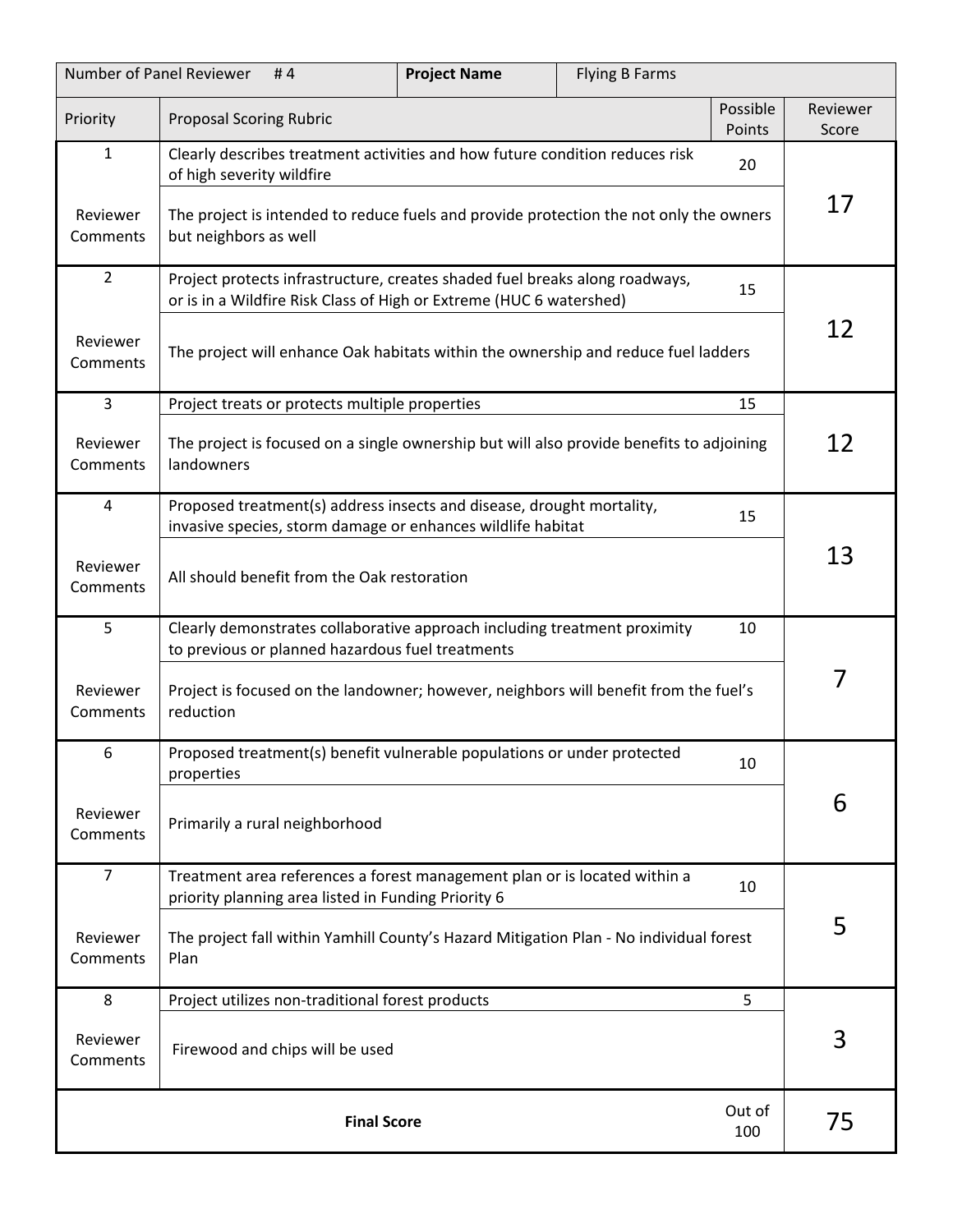| Number of Panel Reviewer #4 | | Project Name | Flying B Farms | |
|---|---|---|---|---|
| Priority | Proposal Scoring Rubric | | Possible Points | Reviewer Score |
| 1 | Clearly describes treatment activities and how future condition reduces risk of high severity wildfire | | 20 | 17 |
| Reviewer Comments | The project is intended to reduce fuels and provide protection the not only the owners but neighbors as well | | | |
| 2 | Project protects infrastructure, creates shaded fuel breaks along roadways, or is in a Wildfire Risk Class of High or Extreme (HUC 6 watershed) | | 15 | 12 |
| Reviewer Comments | The project will enhance Oak habitats within the ownership and reduce fuel ladders | | | |
| 3 | Project treats or protects multiple properties | | 15 | 12 |
| Reviewer Comments | The project is focused on a single ownership but will also provide benefits to adjoining landowners | | | |
| 4 | Proposed treatment(s) address insects and disease, drought mortality, invasive species, storm damage or enhances wildlife habitat | | 15 | 13 |
| Reviewer Comments | All should benefit from the Oak restoration | | | |
| 5 | Clearly demonstrates collaborative approach including treatment proximity to previous or planned hazardous fuel treatments | | 10 | 7 |
| Reviewer Comments | Project is focused on the landowner; however, neighbors will benefit from the fuel's reduction | | | |
| 6 | Proposed treatment(s) benefit vulnerable populations or under protected properties | | 10 | 6 |
| Reviewer Comments | Primarily a rural neighborhood | | | |
| 7 | Treatment area references a forest management plan or is located within a priority planning area listed in Funding Priority 6 | | 10 | 5 |
| Reviewer Comments | The project fall within Yamhill County's Hazard Mitigation Plan - No individual forest Plan | | | |
| 8 | Project utilizes non-traditional forest products | | 5 | 3 |
| Reviewer Comments | Firewood and chips will be used | | | |
| **Final Score** | | | Out of 100 | 75 |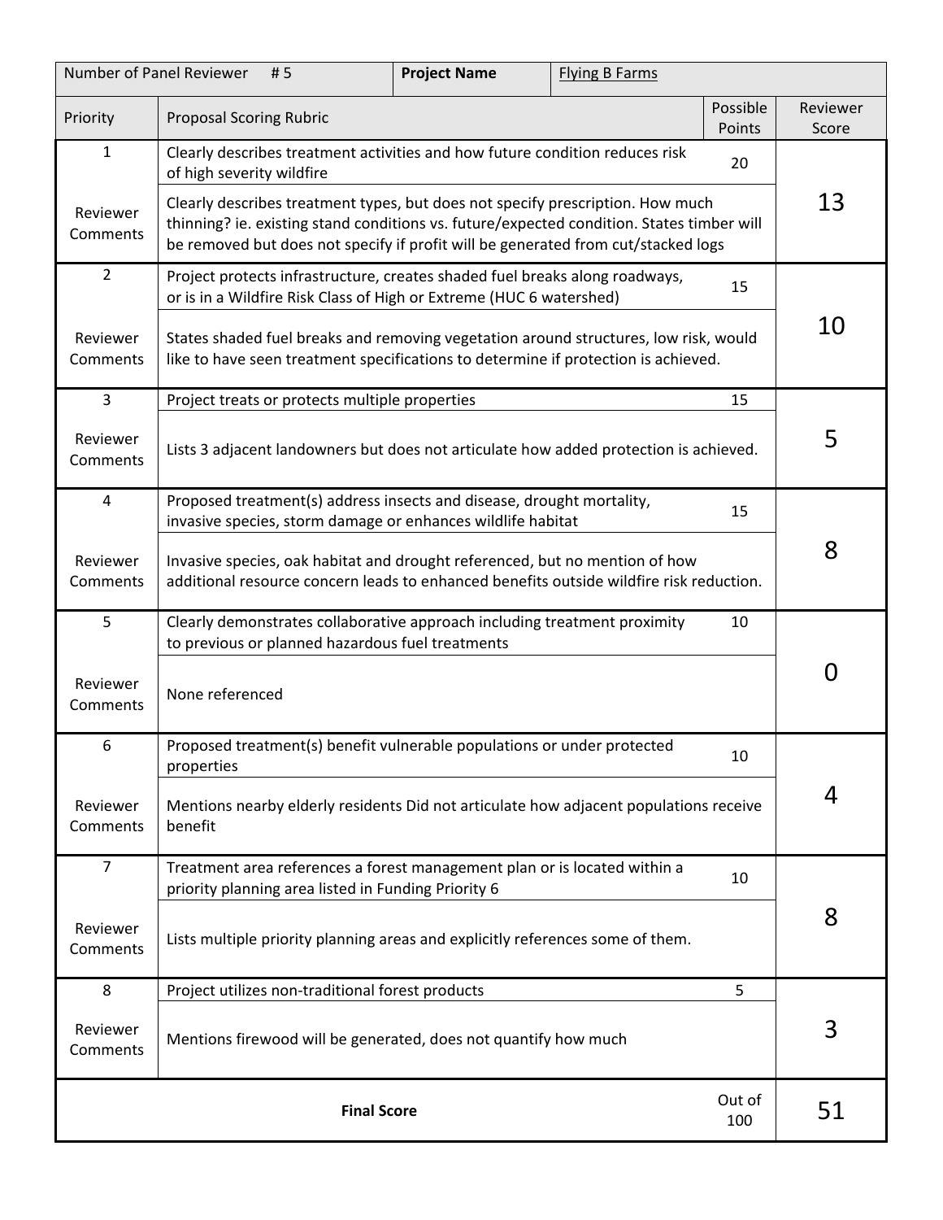| Number of Panel Reviewer #5 | | Project Name | Flying B Farms |
|---|---|---|---|
| **Priority** | **Proposal Scoring Rubric** | **Possible Points** | **Reviewer Score** |
| 1 | Clearly describes treatment activities and how future condition reduces risk of high severity wildfire | 20 | 13 |
| Reviewer Comments | Clearly describes treatment types, but does not specify prescription. How much thinning? ie. existing stand conditions vs. future/expected condition. States timber will be removed but does not specify if profit will be generated from cut/stacked logs | | |
| 2 | Project protects infrastructure, creates shaded fuel breaks along roadways, or is in a Wildfire Risk Class of High or Extreme (HUC 6 watershed) | 15 | 10 |
| Reviewer Comments | States shaded fuel breaks and removing vegetation around structures, low risk, would like to have seen treatment specifications to determine if protection is achieved. | | |
| 3 | Project treats or protects multiple properties | 15 | 5 |
| Reviewer Comments | Lists 3 adjacent landowners but does not articulate how added protection is achieved. | | |
| 4 | Proposed treatment(s) address insects and disease, drought mortality, invasive species, storm damage or enhances wildlife habitat | 15 | 8 |
| Reviewer Comments | Invasive species, oak habitat and drought referenced, but no mention of how additional resource concern leads to enhanced benefits outside wildfire risk reduction. | | |
| 5 | Clearly demonstrates collaborative approach including treatment proximity to previous or planned hazardous fuel treatments | 10 | 0 |
| Reviewer Comments | None referenced | | |
| 6 | Proposed treatment(s) benefit vulnerable populations or under protected properties | 10 | 4 |
| Reviewer Comments | Mentions nearby elderly residents Did not articulate how adjacent populations receive benefit | | |
| 7 | Treatment area references a forest management plan or is located within a priority planning area listed in Funding Priority 6 | 10 | 8 |
| Reviewer Comments | Lists multiple priority planning areas and explicitly references some of them. | | |
| 8 | Project utilizes non-traditional forest products | 5 | 3 |
| Reviewer Comments | Mentions firewood will be generated, does not quantify how much | | |
| | **Final Score** | Out of 100 | 51 |